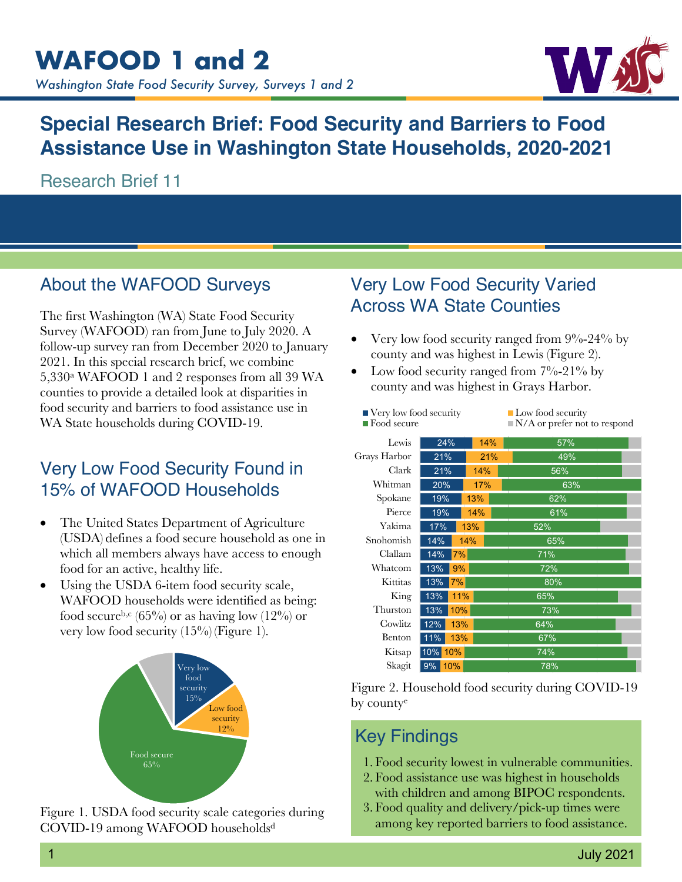# WAFOOD 1 and 2

*Washington State Food Security Survey, Surveys 1 and 2*

## Special Research Brief: Food Security and Barriers to Food Assistance Use in Washington State Households, 2020-2021

Research Brief 11

## About the WAFOOD Surveys

The first Washington (WA) State Food Security Survey (WAFOOD) ran from June to July 2020. A follow-up survey ran from December 2020 to January 2021. In this special research brief, we combine 5,330[a] WAFOOD 1 and 2 responses from all 39 WA counties to provide a detailed look at disparities in food security and barriers to food assistance use in WA State households during COVID-19.

## Very Low Food Security Found in 15% of WAFOOD Households

- The United States Department of Agriculture (USDA) defines a food secure household as one in which all members always have access to enough food for an active, healthy life.
- Using the USDA 6-item food security scale, WAFOOD households were identified as being: food secure[b,c] (65%) or as having low (12%) or very low food security (15%) (Figure 1).

| Category | Percent |
|---|---|
| Very low food security | 15% |
| Low food security | 12% |
| Food secure | 65% |

Figure 1. USDA food security scale categories during COVID-19 among WAFOOD households[d]

## Very Low Food Security Varied Across WA State Counties

- Very low food security ranged from 9%-24% by county and was highest in Lewis (Figure 2).
- Low food security ranged from 7%-21% by county and was highest in Grays Harbor.

| County | Very low food security | Low food security | Food secure |
|---|---|---|---|
| Lewis | 24% | 14% | 57% |
| Grays Harbor | 21% | 21% | 49% |
| Clark | 21% | 14% | 56% |
| Whitman | 20% | 17% | 63% |
| Spokane | 19% | 13% | 62% |
| Pierce | 19% | 14% | 61% |
| Yakima | 17% | 13% | 52% |
| Snohomish | 14% | 14% | 65% |
| Clallam | 14% | 7% | 71% |
| Whatcom | 13% | 9% | 72% |
| Kittitas | 13% | 7% | 80% |
| King | 13% | 11% | 65% |
| Thurston | 13% | 10% | 73% |
| Cowlitz | 12% | 13% | 64% |
| Benton | 11% | 13% | 67% |
| Kitsap | 10% | 10% | 74% |
| Skagit | 9% | 10% | 78% |

Remaining share: N/A or prefer not to respond.

Figure 2. Household food security during COVID-19 by county[e]

## Key Findings

1. Food security lowest in vulnerable communities.
2. Food assistance use was highest in households with children and among BIPOC respondents.
3. Food quality and delivery/pick-up times were among key reported barriers to food assistance.

July 2021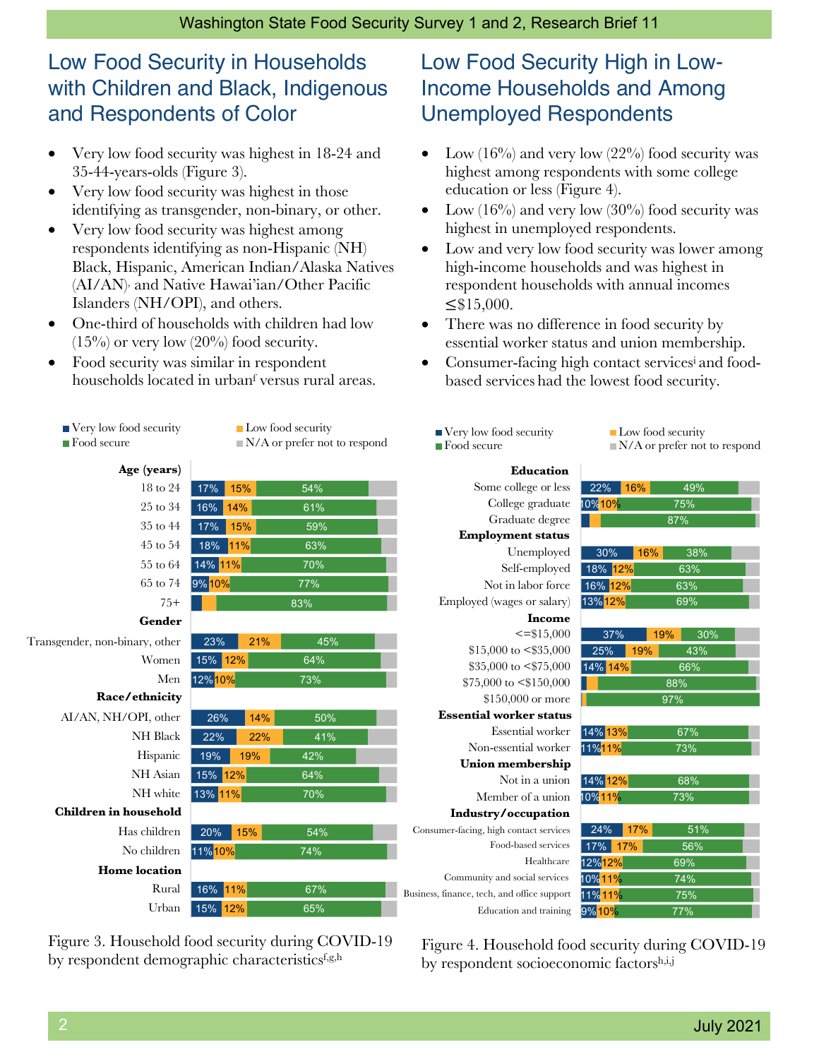## Low Food Security in Households with Children and Black, Indigenous and Respondents of Color

- Very low food security was highest in 18-24 and 35-44-years-olds (Figure 3).
- Very low food security was highest in those identifying as transgender, non-binary, or other.
- Very low food security was highest among respondents identifying as non-Hispanic (NH) Black, Hispanic, American Indian/Alaska Natives (AI/AN), and Native Hawai'ian/Other Pacific Islanders (NH/OPI), and others.
- One-third of households with children had low (15%) or very low (20%) food security.
- Food security was similar in respondent households located in urban[f] versus rural areas.

| | Very low food security | Low food security | Food secure |
|---|---|---|---|
| **Age (years)** | | | |
| 18 to 24 | 17% | 15% | 54% |
| 25 to 34 | 16% | 14% | 61% |
| 35 to 44 | 17% | 15% | 59% |
| 45 to 54 | 18% | 11% | 63% |
| 55 to 64 | 14% | 11% | 70% |
| 65 to 74 | 9% | 10% | 77% |
| 75+ | | | 83% |
| **Gender** | | | |
| Transgender, non-binary, other | 23% | 21% | 45% |
| Women | 15% | 12% | 64% |
| Men | 12% | 10% | 73% |
| **Race/ethnicity** | | | |
| AI/AN, NH/OPI, other | 26% | 14% | 50% |
| NH Black | 22% | 22% | 41% |
| Hispanic | 19% | 19% | 42% |
| NH Asian | 15% | 12% | 64% |
| NH white | 13% | 11% | 70% |
| **Children in household** | | | |
| Has children | 20% | 15% | 54% |
| No children | 11% | 10% | 74% |
| **Home location** | | | |
| Rural | 16% | 11% | 67% |
| Urban | 15% | 12% | 65% |

Figure 3. Household food security during COVID-19 by respondent demographic characteristics[f,g,h]

## Low Food Security High in Low-Income Households and Among Unemployed Respondents

- Low (16%) and very low (22%) food security was highest among respondents with some college education or less (Figure 4).
- Low (16%) and very low (30%) food security was highest in unemployed respondents.
- Low and very low food security was lower among high-income households and was highest in respondent households with annual incomes ≤$15,000.
- There was no difference in food security by essential worker status and union membership.
- Consumer-facing high contact services[i] and food-based services had the lowest food security.

| | Very low food security | Low food security | Food secure |
|---|---|---|---|
| **Education** | | | |
| Some college or less | 22% | 16% | 49% |
| College graduate | 10% | 10% | 75% |
| Graduate degree | | | 87% |
| **Employment status** | | | |
| Unemployed | 30% | 16% | 38% |
| Self-employed | 18% | 12% | 63% |
| Not in labor force | 16% | 12% | 63% |
| Employed (wages or salary) | 13% | 12% | 69% |
| **Income** | | | |
| <=$15,000 | 37% | 19% | 30% |
| $15,000 to <$35,000 | 25% | 19% | 43% |
| $35,000 to <$75,000 | 14% | 14% | 66% |
| $75,000 to <$150,000 | | | 88% |
| $150,000 or more | | | 97% |
| **Essential worker status** | | | |
| Essential worker | 14% | 13% | 67% |
| Non-essential worker | 11% | 11% | 73% |
| **Union membership** | | | |
| Not in a union | 14% | 12% | 68% |
| Member of a union | 10% | 11% | 73% |
| **Industry/occupation** | | | |
| Consumer-facing, high contact services | 24% | 17% | 51% |
| Food-based services | 17% | 17% | 56% |
| Healthcare | 12% | 12% | 69% |
| Community and social services | 10% | 11% | 74% |
| Business, finance, tech, and office support | 11% | 11% | 75% |
| Education and training | 9% | 10% | 77% |

Figure 4. Household food security during COVID-19 by respondent socioeconomic factors[h,i,j]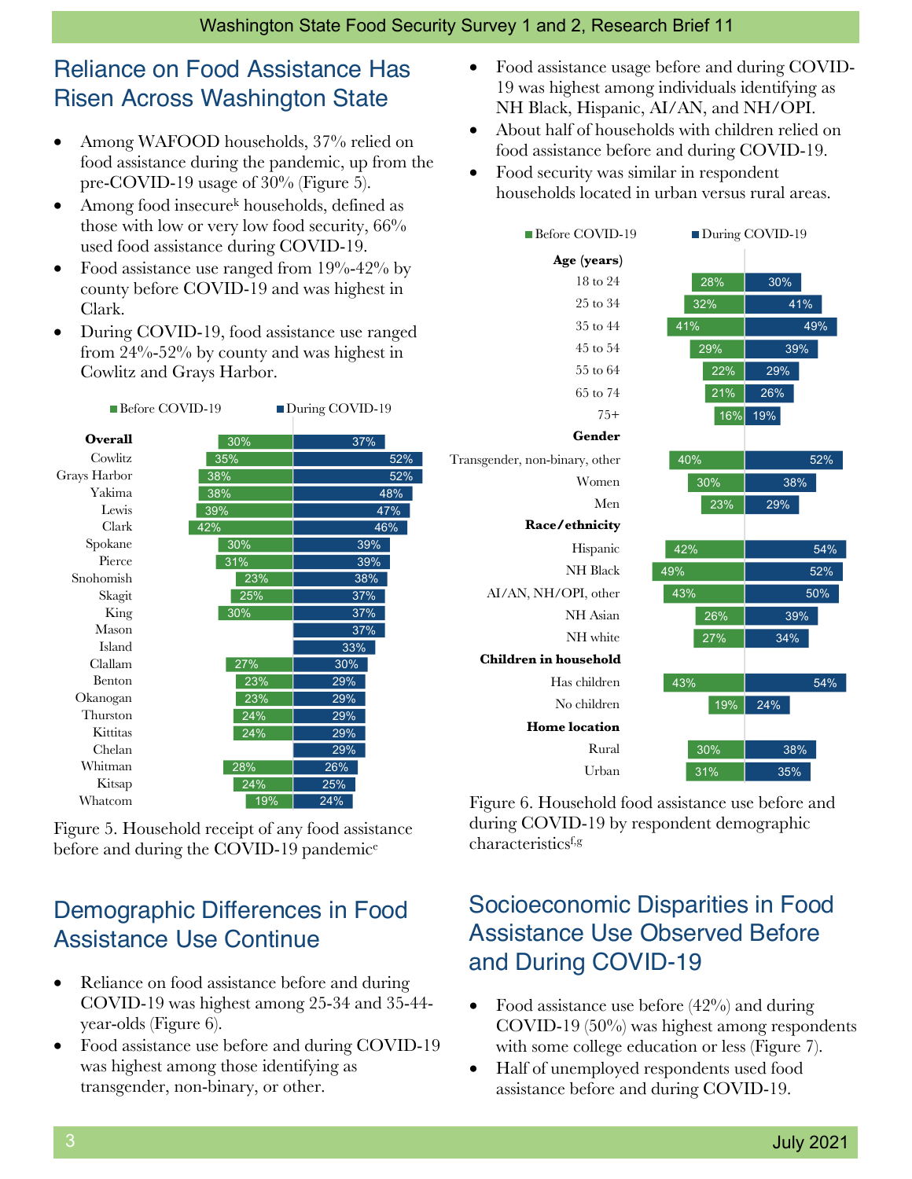## Reliance on Food Assistance Has Risen Across Washington State

- Among WAFOOD households, 37% relied on food assistance during the pandemic, up from the pre-COVID-19 usage of 30% (Figure 5).
- Among food insecure[k] households, defined as those with low or very low food security, 66% used food assistance during COVID-19.
- Food assistance use ranged from 19%-42% by county before COVID-19 and was highest in Clark.
- During COVID-19, food assistance use ranged from 24%-52% by county and was highest in Cowlitz and Grays Harbor.

| | Before COVID-19 | During COVID-19 |
|---|---|---|
| **Overall** | 30% | 37% |
| Cowlitz | 35% | 52% |
| Grays Harbor | 38% | 52% |
| Yakima | 38% | 48% |
| Lewis | 39% | 47% |
| Clark | 42% | 46% |
| Spokane | 30% | 39% |
| Pierce | 31% | 39% |
| Snohomish | 23% | 38% |
| Skagit | 25% | 37% |
| King | 30% | 37% |
| Mason | | 37% |
| Island | | 33% |
| Clallam | 27% | 30% |
| Benton | 23% | 29% |
| Okanogan | 23% | 29% |
| Thurston | 24% | 29% |
| Kittitas | 24% | 29% |
| Chelan | | 29% |
| Whitman | 28% | 26% |
| Kitsap | 24% | 25% |
| Whatcom | 19% | 24% |

Figure 5. Household receipt of any food assistance before and during the COVID-19 pandemic[e]

## Demographic Differences in Food Assistance Use Continue

- Reliance on food assistance before and during COVID-19 was highest among 25-34 and 35-44-year-olds (Figure 6).
- Food assistance use before and during COVID-19 was highest among those identifying as transgender, non-binary, or other.
- Food assistance usage before and during COVID-19 was highest among individuals identifying as NH Black, Hispanic, AI/AN, and NH/OPI.
- About half of households with children relied on food assistance before and during COVID-19.
- Food security was similar in respondent households located in urban versus rural areas.

| | Before COVID-19 | During COVID-19 |
|---|---|---|
| **Age (years)** | | |
| 18 to 24 | 28% | 30% |
| 25 to 34 | 32% | 41% |
| 35 to 44 | 41% | 49% |
| 45 to 54 | 29% | 39% |
| 55 to 64 | 22% | 29% |
| 65 to 74 | 21% | 26% |
| 75+ | 16% | 19% |
| **Gender** | | |
| Transgender, non-binary, other | 40% | 52% |
| Women | 30% | 38% |
| Men | 23% | 29% |
| **Race/ethnicity** | | |
| Hispanic | 42% | 54% |
| NH Black | 49% | 52% |
| AI/AN, NH/OPI, other | 43% | 50% |
| NH Asian | 26% | 39% |
| NH white | 27% | 34% |
| **Children in household** | | |
| Has children | 43% | 54% |
| No children | 19% | 24% |
| **Home location** | | |
| Rural | 30% | 38% |
| Urban | 31% | 35% |

Figure 6. Household food assistance use before and during COVID-19 by respondent demographic characteristics[f,g]

## Socioeconomic Disparities in Food Assistance Use Observed Before and During COVID-19

- Food assistance use before (42%) and during COVID-19 (50%) was highest among respondents with some college education or less (Figure 7).
- Half of unemployed respondents used food assistance before and during COVID-19.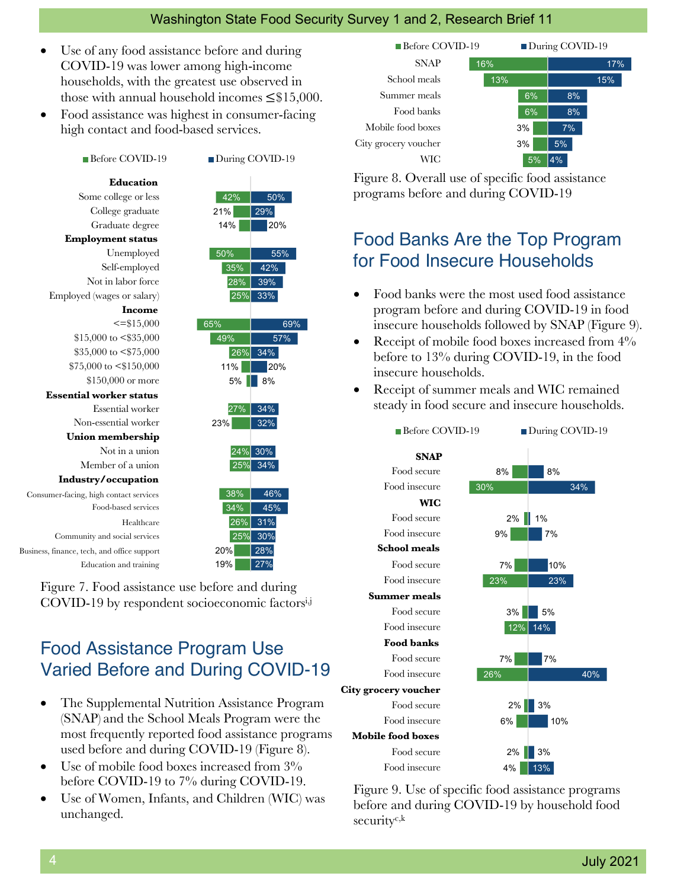- Use of any food assistance before and during COVID-19 was lower among high-income households, with the greatest use observed in those with annual household incomes ≤$15,000.
- Food assistance was highest in consumer-facing high contact and food-based services.

| | Before COVID-19 | During COVID-19 |
|---|---|---|
| **Education** | | |
| Some college or less | 42% | 50% |
| College graduate | 21% | 29% |
| Graduate degree | 14% | 20% |
| **Employment status** | | |
| Unemployed | 50% | 55% |
| Self-employed | 35% | 42% |
| Not in labor force | 28% | 39% |
| Employed (wages or salary) | 25% | 33% |
| **Income** | | |
| <=$15,000 | 65% | 69% |
| $15,000 to <$35,000 | 49% | 57% |
| $35,000 to <$75,000 | 26% | 34% |
| $75,000 to <$150,000 | 11% | 20% |
| $150,000 or more | 5% | 8% |
| **Essential worker status** | | |
| Essential worker | 27% | 34% |
| Non-essential worker | 23% | 32% |
| **Union membership** | | |
| Not in a union | 24% | 30% |
| Member of a union | 25% | 34% |
| **Industry/occupation** | | |
| Consumer-facing, high contact services | 38% | 46% |
| Food-based services | 34% | 45% |
| Healthcare | 26% | 31% |
| Community and social services | 25% | 30% |
| Business, finance, tech, and office support | 20% | 28% |
| Education and training | 19% | 27% |

Figure 7. Food assistance use before and during COVID-19 by respondent socioeconomic factors[i,j]

## Food Assistance Program Use Varied Before and During COVID-19

- The Supplemental Nutrition Assistance Program (SNAP) and the School Meals Program were the most frequently reported food assistance programs used before and during COVID-19 (Figure 8).
- Use of mobile food boxes increased from 3% before COVID-19 to 7% during COVID-19.
- Use of Women, Infants, and Children (WIC) was unchanged.

| | Before COVID-19 | During COVID-19 |
|---|---|---|
| SNAP | 16% | 17% |
| School meals | 13% | 15% |
| Summer meals | 6% | 8% |
| Food banks | 6% | 8% |
| Mobile food boxes | 3% | 7% |
| City grocery voucher | 3% | 5% |
| WIC | 5% | 4% |

Figure 8. Overall use of specific food assistance programs before and during COVID-19

## Food Banks Are the Top Program for Food Insecure Households

- Food banks were the most used food assistance program before and during COVID-19 in food insecure households followed by SNAP (Figure 9).
- Receipt of mobile food boxes increased from 4% before to 13% during COVID-19, in the food insecure households.
- Receipt of summer meals and WIC remained steady in food secure and insecure households.

| | Before COVID-19 | During COVID-19 |
|---|---|---|
| **SNAP** | | |
| Food secure | 8% | 8% |
| Food insecure | 30% | 34% |
| **WIC** | | |
| Food secure | 2% | 1% |
| Food insecure | 9% | 7% |
| **School meals** | | |
| Food secure | 7% | 10% |
| Food insecure | 23% | 23% |
| **Summer meals** | | |
| Food secure | 3% | 5% |
| Food insecure | 12% | 14% |
| **Food banks** | | |
| Food secure | 7% | 7% |
| Food insecure | 26% | 40% |
| **City grocery voucher** | | |
| Food secure | 2% | 3% |
| Food insecure | 6% | 10% |
| **Mobile food boxes** | | |
| Food secure | 2% | 3% |
| Food insecure | 4% | 13% |

Figure 9. Use of specific food assistance programs before and during COVID-19 by household food security[c,k]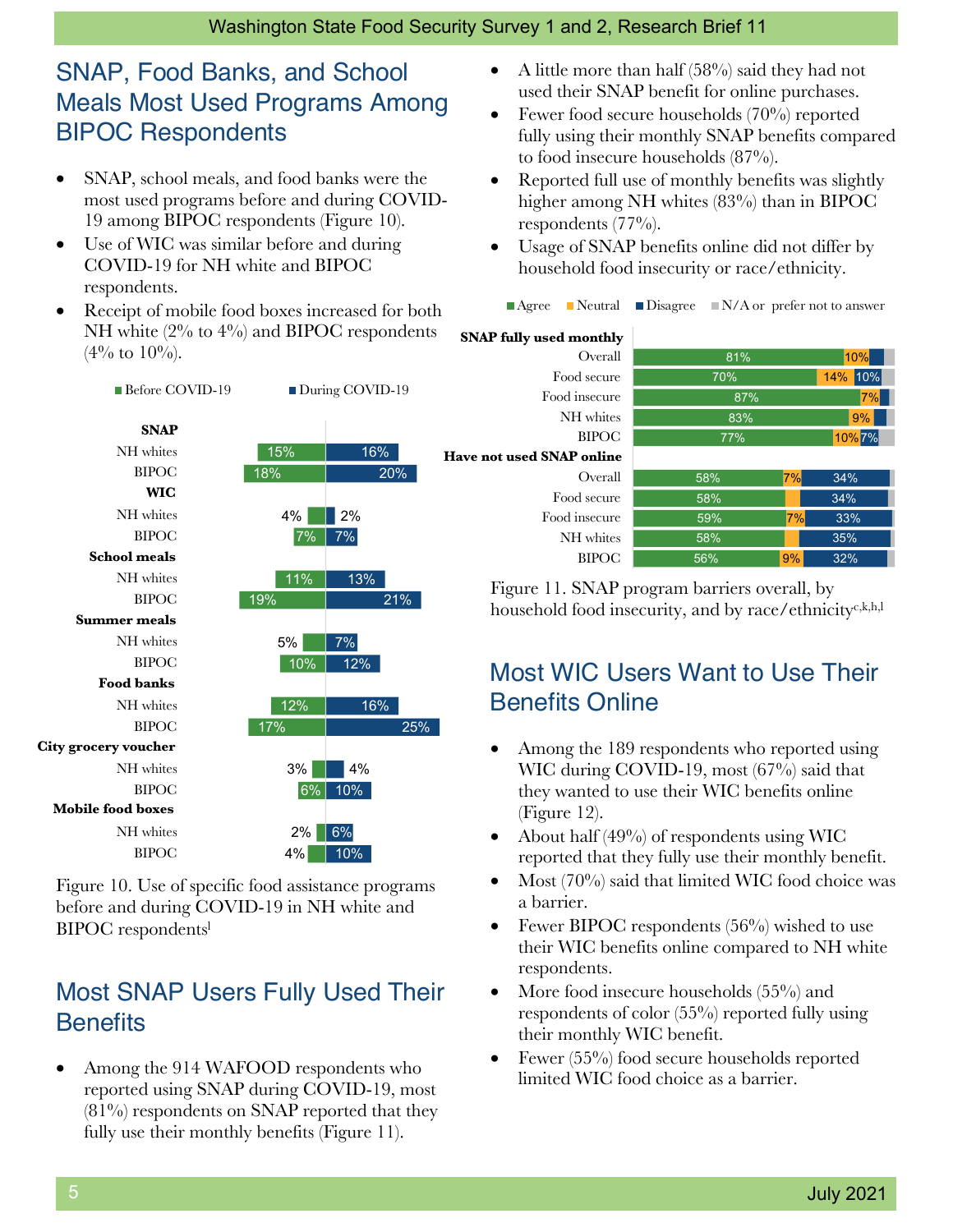## SNAP, Food Banks, and School Meals Most Used Programs Among BIPOC Respondents

- SNAP, school meals, and food banks were the most used programs before and during COVID-19 among BIPOC respondents (Figure 10).
- Use of WIC was similar before and during COVID-19 for NH white and BIPOC respondents.
- Receipt of mobile food boxes increased for both NH white (2% to 4%) and BIPOC respondents (4% to 10%).

| Program | Group | Before COVID-19 | During COVID-19 |
|---|---|---|---|
| SNAP | NH whites | 15% | 16% |
| | BIPOC | 18% | 20% |
| WIC | NH whites | 4% | 2% |
| | BIPOC | 7% | 7% |
| School meals | NH whites | 11% | 13% |
| | BIPOC | 19% | 21% |
| Summer meals | NH whites | 5% | 7% |
| | BIPOC | 10% | 12% |
| Food banks | NH whites | 12% | 16% |
| | BIPOC | 17% | 25% |
| City grocery voucher | NH whites | 3% | 4% |
| | BIPOC | 6% | 10% |
| Mobile food boxes | NH whites | 2% | 6% |
| | BIPOC | 4% | 10% |

Figure 10. Use of specific food assistance programs before and during COVID-19 in NH white and BIPOC respondents[l]

## Most SNAP Users Fully Used Their Benefits

- Among the 914 WAFOOD respondents who reported using SNAP during COVID-19, most (81%) respondents on SNAP reported that they fully use their monthly benefits (Figure 11).
- A little more than half (58%) said they had not used their SNAP benefit for online purchases.
- Fewer food secure households (70%) reported fully using their monthly SNAP benefits compared to food insecure households (87%).
- Reported full use of monthly benefits was slightly higher among NH whites (83%) than in BIPOC respondents (77%).
- Usage of SNAP benefits online did not differ by household food insecurity or race/ethnicity.

| | Group | Agree | Neutral | Disagree |
|---|---|---|---|---|
| SNAP fully used monthly | Overall | 81% | 10% | |
| | Food secure | 70% | 14% | 10% |
| | Food insecure | 87% | 7% | |
| | NH whites | 83% | 9% | |
| | BIPOC | 77% | 10% | 7% |
| Have not used SNAP online | Overall | 58% | 7% | 34% |
| | Food secure | 58% | | 34% |
| | Food insecure | 59% | 7% | 33% |
| | NH whites | 58% | | 35% |
| | BIPOC | 56% | 9% | 32% |

Legend: Agree, Neutral, Disagree, N/A or prefer not to answer

Figure 11. SNAP program barriers overall, by household food insecurity, and by race/ethnicity[c,k,h,l]

## Most WIC Users Want to Use Their Benefits Online

- Among the 189 respondents who reported using WIC during COVID-19, most (67%) said that they wanted to use their WIC benefits online (Figure 12).
- About half (49%) of respondents using WIC reported that they fully use their monthly benefit.
- Most (70%) said that limited WIC food choice was a barrier.
- Fewer BIPOC respondents (56%) wished to use their WIC benefits online compared to NH white respondents.
- More food insecure households (55%) and respondents of color (55%) reported fully using their monthly WIC benefit.
- Fewer (55%) food secure households reported limited WIC food choice as a barrier.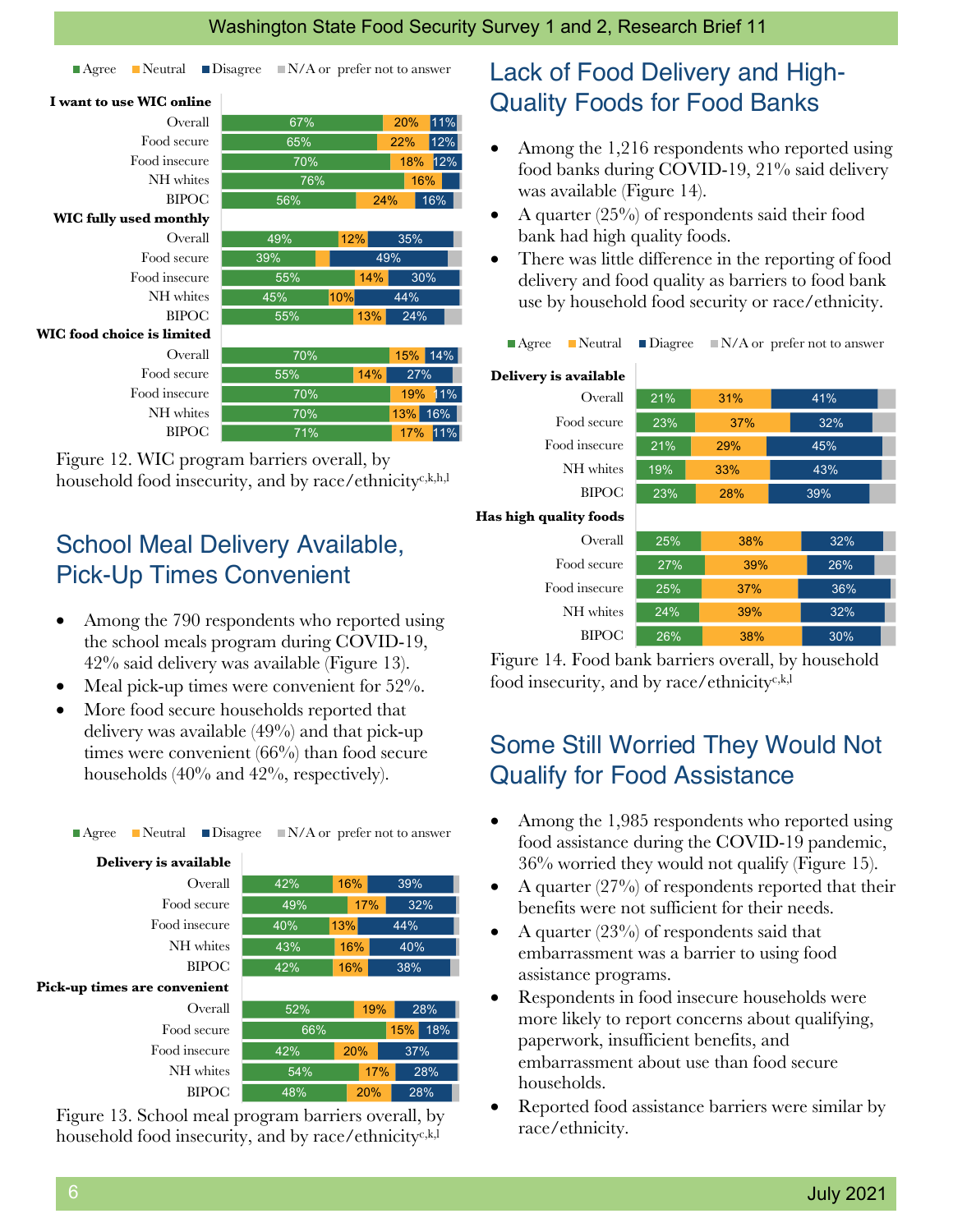| | Agree | Neutral | Disagree | N/A or prefer not to answer |
|---|---|---|---|---|
| **I want to use WIC online** | | | | |
| Overall | 67% | 20% | 11% | |
| Food secure | 65% | 22% | 12% | |
| Food insecure | 70% | 18% | 12% | |
| NH whites | 76% | 16% | | |
| BIPOC | 56% | 24% | 16% | |
| **WIC fully used monthly** | | | | |
| Overall | 49% | 12% | 35% | |
| Food secure | 39% | | 49% | |
| Food insecure | 55% | 14% | 30% | |
| NH whites | 45% | 10% | 44% | |
| BIPOC | 55% | 13% | 24% | |
| **WIC food choice is limited** | | | | |
| Overall | 70% | 15% | 14% | |
| Food secure | 55% | 14% | 27% | |
| Food insecure | 70% | 19% | 11% | |
| NH whites | 70% | 13% | 16% | |
| BIPOC | 71% | 17% | 11% | |

Figure 12. WIC program barriers overall, by household food insecurity, and by race/ethnicity[c,k,h,l]

## School Meal Delivery Available, Pick-Up Times Convenient

- Among the 790 respondents who reported using the school meals program during COVID-19, 42% said delivery was available (Figure 13).
- Meal pick-up times were convenient for 52%.
- More food secure households reported that delivery was available (49%) and that pick-up times were convenient (66%) than food secure households (40% and 42%, respectively).

| | Agree | Neutral | Disagree | N/A or prefer not to answer |
|---|---|---|---|---|
| **Delivery is available** | | | | |
| Overall | 42% | 16% | 39% | |
| Food secure | 49% | 17% | 32% | |
| Food insecure | 40% | 13% | 44% | |
| NH whites | 43% | 16% | 40% | |
| BIPOC | 42% | 16% | 38% | |
| **Pick-up times are convenient** | | | | |
| Overall | 52% | 19% | 28% | |
| Food secure | 66% | 15% | 18% | |
| Food insecure | 42% | 20% | 37% | |
| NH whites | 54% | 17% | 28% | |
| BIPOC | 48% | 20% | 28% | |

Figure 13. School meal program barriers overall, by household food insecurity, and by race/ethnicity[c,k,l]

## Lack of Food Delivery and High-Quality Foods for Food Banks

- Among the 1,216 respondents who reported using food banks during COVID-19, 21% said delivery was available (Figure 14).
- A quarter (25%) of respondents said their food bank had high quality foods.
- There was little difference in the reporting of food delivery and food quality as barriers to food bank use by household food security or race/ethnicity.

| | Agree | Neutral | Diagree | N/A or prefer not to answer |
|---|---|---|---|---|
| **Delivery is available** | | | | |
| Overall | 21% | 31% | 41% | |
| Food secure | 23% | 37% | 32% | |
| Food insecure | 21% | 29% | 45% | |
| NH whites | 19% | 33% | 43% | |
| BIPOC | 23% | 28% | 39% | |
| **Has high quality foods** | | | | |
| Overall | 25% | 38% | 32% | |
| Food secure | 27% | 39% | 26% | |
| Food insecure | 25% | 37% | 36% | |
| NH whites | 24% | 39% | 32% | |
| BIPOC | 26% | 38% | 30% | |

Figure 14. Food bank barriers overall, by household food insecurity, and by race/ethnicity[c,k,l]

## Some Still Worried They Would Not Qualify for Food Assistance

- Among the 1,985 respondents who reported using food assistance during the COVID-19 pandemic, 36% worried they would not qualify (Figure 15).
- A quarter (27%) of respondents reported that their benefits were not sufficient for their needs.
- A quarter (23%) of respondents said that embarrassment was a barrier to using food assistance programs.
- Respondents in food insecure households were more likely to report concerns about qualifying, paperwork, insufficient benefits, and embarrassment about use than food secure households.
- Reported food assistance barriers were similar by race/ethnicity.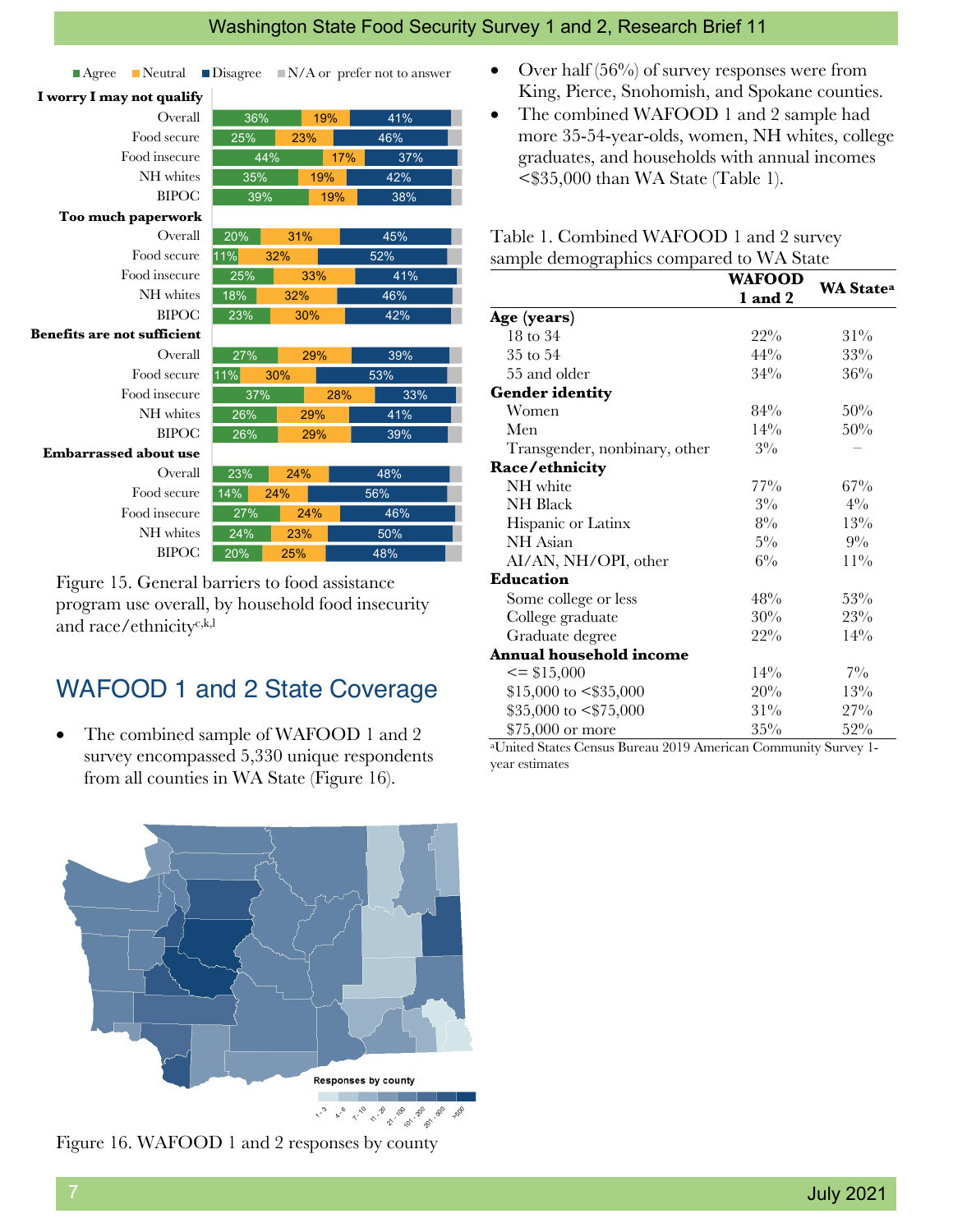| | Agree | Neutral | Disagree |
|---|---|---|---|
| **I worry I may not qualify** | | | |
| Overall | 36% | 19% | 41% |
| Food secure | 25% | 23% | 46% |
| Food insecure | 44% | 17% | 37% |
| NH whites | 35% | 19% | 42% |
| BIPOC | 39% | 19% | 38% |
| **Too much paperwork** | | | |
| Overall | 20% | 31% | 45% |
| Food secure | 11% | 32% | 52% |
| Food insecure | 25% | 33% | 41% |
| NH whites | 18% | 32% | 46% |
| BIPOC | 23% | 30% | 42% |
| **Benefits are not sufficient** | | | |
| Overall | 27% | 29% | 39% |
| Food secure | 11% | 30% | 53% |
| Food insecure | 37% | 28% | 33% |
| NH whites | 26% | 29% | 41% |
| BIPOC | 26% | 29% | 39% |
| **Embarrassed about use** | | | |
| Overall | 23% | 24% | 48% |
| Food secure | 14% | 24% | 56% |
| Food insecure | 27% | 24% | 46% |
| NH whites | 24% | 23% | 50% |
| BIPOC | 20% | 25% | 48% |

Figure 15. General barriers to food assistance program use overall, by household food insecurity and race/ethnicity[c,k,l]

## WAFOOD 1 and 2 State Coverage

- The combined sample of WAFOOD 1 and 2 survey encompassed 5,330 unique respondents from all counties in WA State (Figure 16).

Figure 16. WAFOOD 1 and 2 responses by county

- Over half (56%) of survey responses were from King, Pierce, Snohomish, and Spokane counties.
- The combined WAFOOD 1 and 2 sample had more 35-54-year-olds, women, NH whites, college graduates, and households with annual incomes <$35,000 than WA State (Table 1).

Table 1. Combined WAFOOD 1 and 2 survey sample demographics compared to WA State

| | WAFOOD 1 and 2 | WA State[a] |
|---|---|---|
| **Age (years)** | | |
| 18 to 34 | 22% | 31% |
| 35 to 54 | 44% | 33% |
| 55 and older | 34% | 36% |
| **Gender identity** | | |
| Women | 84% | 50% |
| Men | 14% | 50% |
| Transgender, nonbinary, other | 3% | – |
| **Race/ethnicity** | | |
| NH white | 77% | 67% |
| NH Black | 3% | 4% |
| Hispanic or Latinx | 8% | 13% |
| NH Asian | 5% | 9% |
| AI/AN, NH/OPI, other | 6% | 11% |
| **Education** | | |
| Some college or less | 48% | 53% |
| College graduate | 30% | 23% |
| Graduate degree | 22% | 14% |
| **Annual household income** | | |
| <= $15,000 | 14% | 7% |
| $15,000 to <$35,000 | 20% | 13% |
| $35,000 to <$75,000 | 31% | 27% |
| $75,000 or more | 35% | 52% |

[a]United States Census Bureau 2019 American Community Survey 1-year estimates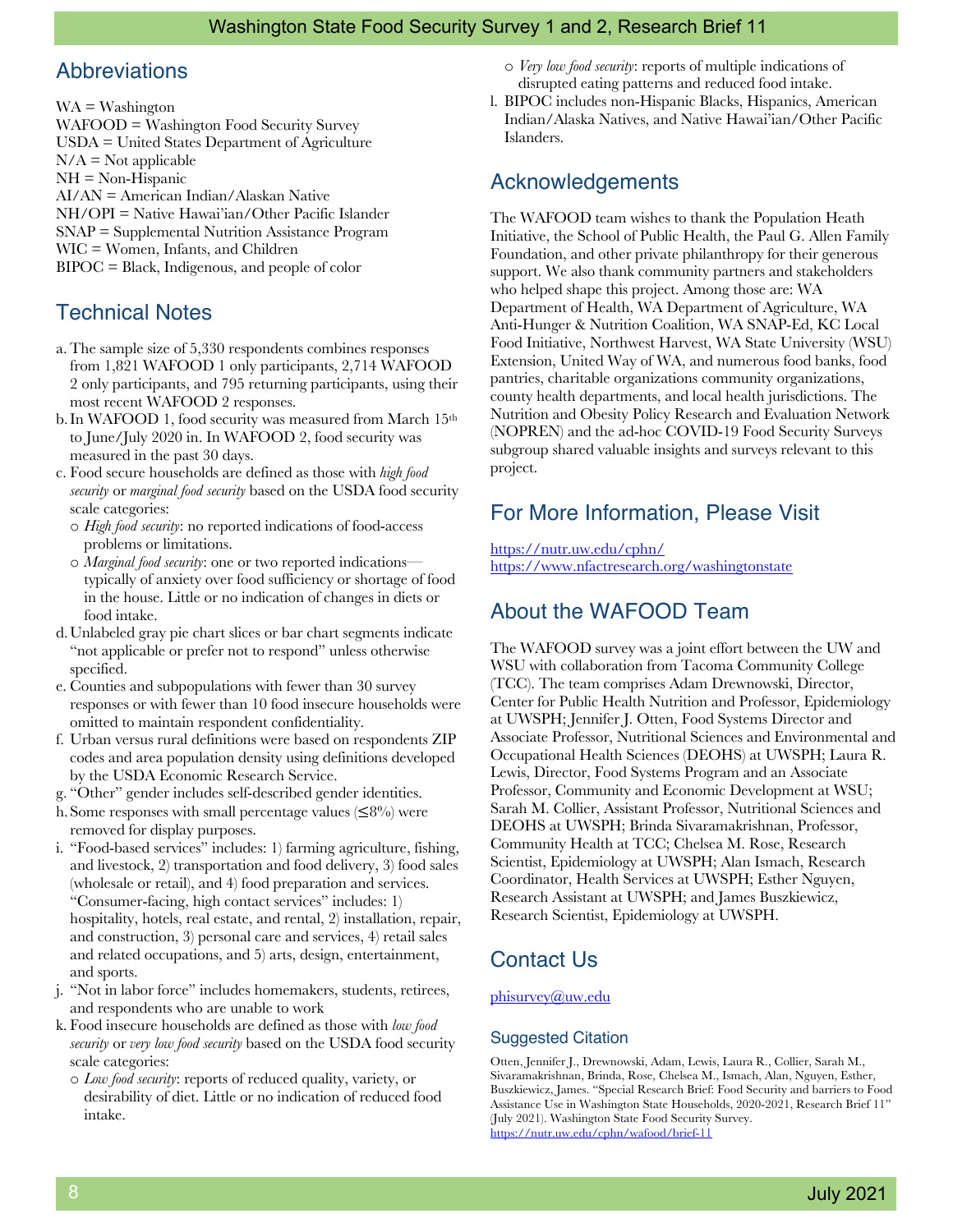## Abbreviations

WA = Washington
WAFOOD = Washington Food Security Survey
USDA = United States Department of Agriculture
N/A = Not applicable
NH = Non-Hispanic
AI/AN = American Indian/Alaskan Native
NH/OPI = Native Hawai'ian/Other Pacific Islander
SNAP = Supplemental Nutrition Assistance Program
WIC = Women, Infants, and Children
BIPOC = Black, Indigenous, and people of color

## Technical Notes

a. The sample size of 5,330 respondents combines responses from 1,821 WAFOOD 1 only participants, 2,714 WAFOOD 2 only participants, and 795 returning participants, using their most recent WAFOOD 2 responses.
b. In WAFOOD 1, food security was measured from March 15th to June/July 2020 in. In WAFOOD 2, food security was measured in the past 30 days.
c. Food secure households are defined as those with *high food security* or *marginal food security* based on the USDA food security scale categories:
   - *High food security*: no reported indications of food-access problems or limitations.
   - *Marginal food security*: one or two reported indications—typically of anxiety over food sufficiency or shortage of food in the house. Little or no indication of changes in diets or food intake.
d. Unlabeled gray pie chart slices or bar chart segments indicate "not applicable or prefer not to respond" unless otherwise specified.
e. Counties and subpopulations with fewer than 30 survey responses or with fewer than 10 food insecure households were omitted to maintain respondent confidentiality.
f. Urban versus rural definitions were based on respondents ZIP codes and area population density using definitions developed by the USDA Economic Research Service.
g. "Other" gender includes self-described gender identities.
h. Some responses with small percentage values (≤8%) were removed for display purposes.
i. "Food-based services" includes: 1) farming agriculture, fishing, and livestock, 2) transportation and food delivery, 3) food sales (wholesale or retail), and 4) food preparation and services. "Consumer-facing, high contact services" includes: 1) hospitality, hotels, real estate, and rental, 2) installation, repair, and construction, 3) personal care and services, 4) retail sales and related occupations, and 5) arts, design, entertainment, and sports.
j. "Not in labor force" includes homemakers, students, retirees, and respondents who are unable to work
k. Food insecure households are defined as those with *low food security* or *very low food security* based on the USDA food security scale categories:
   - *Low food security*: reports of reduced quality, variety, or desirability of diet. Little or no indication of reduced food intake.
   - *Very low food security*: reports of multiple indications of disrupted eating patterns and reduced food intake.
l. BIPOC includes non-Hispanic Blacks, Hispanics, American Indian/Alaska Natives, and Native Hawai'ian/Other Pacific Islanders.

## Acknowledgements

The WAFOOD team wishes to thank the Population Heath Initiative, the School of Public Health, the Paul G. Allen Family Foundation, and other private philanthropy for their generous support. We also thank community partners and stakeholders who helped shape this project. Among those are: WA Department of Health, WA Department of Agriculture, WA Anti-Hunger & Nutrition Coalition, WA SNAP-Ed, KC Local Food Initiative, Northwest Harvest, WA State University (WSU) Extension, United Way of WA, and numerous food banks, food pantries, charitable organizations community organizations, county health departments, and local health jurisdictions. The Nutrition and Obesity Policy Research and Evaluation Network (NOPREN) and the ad-hoc COVID-19 Food Security Surveys subgroup shared valuable insights and surveys relevant to this project.

## For More Information, Please Visit

https://nutr.uw.edu/cphn/
https://www.nfactresearch.org/washingtonstate

## About the WAFOOD Team

The WAFOOD survey was a joint effort between the UW and WSU with collaboration from Tacoma Community College (TCC). The team comprises Adam Drewnowski, Director, Center for Public Health Nutrition and Professor, Epidemiology at UWSPH; Jennifer J. Otten, Food Systems Director and Associate Professor, Nutritional Sciences and Environmental and Occupational Health Sciences (DEOHS) at UWSPH; Laura R. Lewis, Director, Food Systems Program and an Associate Professor, Community and Economic Development at WSU; Sarah M. Collier, Assistant Professor, Nutritional Sciences and DEOHS at UWSPH; Brinda Sivaramakrishnan, Professor, Community Health at TCC; Chelsea M. Rose, Research Scientist, Epidemiology at UWSPH; Alan Ismach, Research Coordinator, Health Services at UWSPH; Esther Nguyen, Research Assistant at UWSPH; and James Buszkiewicz, Research Scientist, Epidemiology at UWSPH.

## Contact Us

phisurvey@uw.edu

### Suggested Citation

Otten, Jennifer J., Drewnowski, Adam, Lewis, Laura R., Collier, Sarah M., Sivaramakrishnan, Brinda, Rose, Chelsea M., Ismach, Alan, Nguyen, Esther, Buszkiewicz, James. "Special Research Brief: Food Security and barriers to Food Assistance Use in Washington State Households, 2020-2021, Research Brief 11" (July 2021). Washington State Food Security Survey. https://nutr.uw.edu/cphn/wafood/brief-11